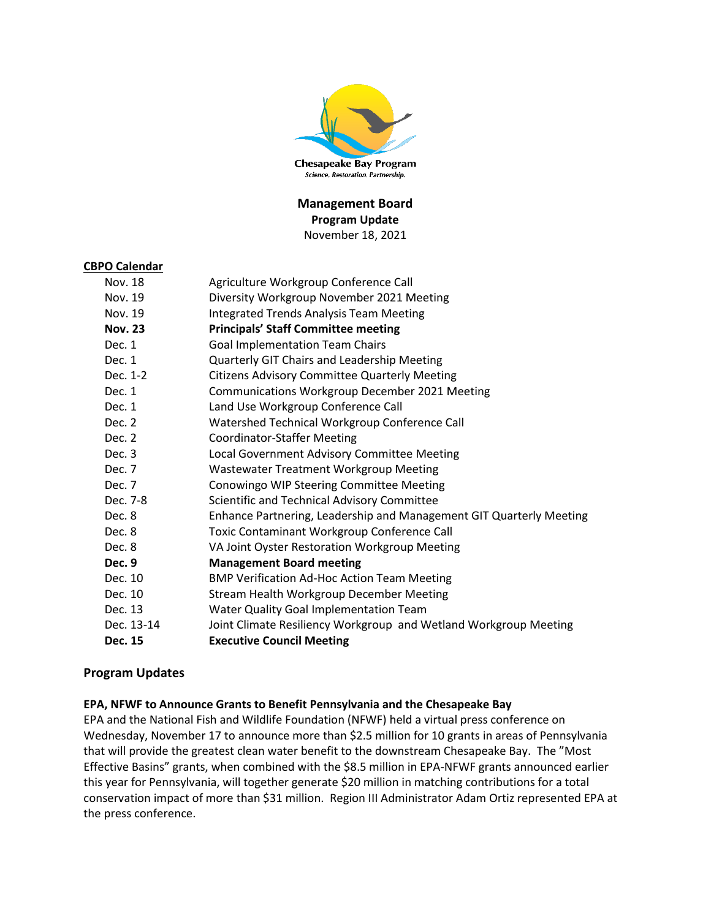Chesapeake Bay Program

*Science. Restoration. Partnership.*

# Management Board

## Program Update

November 18, 2021

**CBPO Calendar**

| | |
|---|---|
| Nov. 18 | Agriculture Workgroup Conference Call |
| Nov. 19 | Diversity Workgroup November 2021 Meeting |
| Nov. 19 | Integrated Trends Analysis Team Meeting |
| **Nov. 23** | **Principals' Staff Committee meeting** |
| Dec. 1 | Goal Implementation Team Chairs |
| Dec. 1 | Quarterly GIT Chairs and Leadership Meeting |
| Dec. 1-2 | Citizens Advisory Committee Quarterly Meeting |
| Dec. 1 | Communications Workgroup December 2021 Meeting |
| Dec. 1 | Land Use Workgroup Conference Call |
| Dec. 2 | Watershed Technical Workgroup Conference Call |
| Dec. 2 | Coordinator-Staffer Meeting |
| Dec. 3 | Local Government Advisory Committee Meeting |
| Dec. 7 | Wastewater Treatment Workgroup Meeting |
| Dec. 7 | Conowingo WIP Steering Committee Meeting |
| Dec. 7-8 | Scientific and Technical Advisory Committee |
| Dec. 8 | Enhance Partnering, Leadership and Management GIT Quarterly Meeting |
| Dec. 8 | Toxic Contaminant Workgroup Conference Call |
| Dec. 8 | VA Joint Oyster Restoration Workgroup Meeting |
| **Dec. 9** | **Management Board meeting** |
| Dec. 10 | BMP Verification Ad-Hoc Action Team Meeting |
| Dec. 10 | Stream Health Workgroup December Meeting |
| Dec. 13 | Water Quality Goal Implementation Team |
| Dec. 13-14 | Joint Climate Resiliency Workgroup and Wetland Workgroup Meeting |
| **Dec. 15** | **Executive Council Meeting** |

## Program Updates

**EPA, NFWF to Announce Grants to Benefit Pennsylvania and the Chesapeake Bay**

EPA and the National Fish and Wildlife Foundation (NFWF) held a virtual press conference on Wednesday, November 17 to announce more than $2.5 million for 10 grants in areas of Pennsylvania that will provide the greatest clean water benefit to the downstream Chesapeake Bay. The "Most Effective Basins" grants, when combined with the $8.5 million in EPA-NFWF grants announced earlier this year for Pennsylvania, will together generate $20 million in matching contributions for a total conservation impact of more than $31 million. Region III Administrator Adam Ortiz represented EPA at the press conference.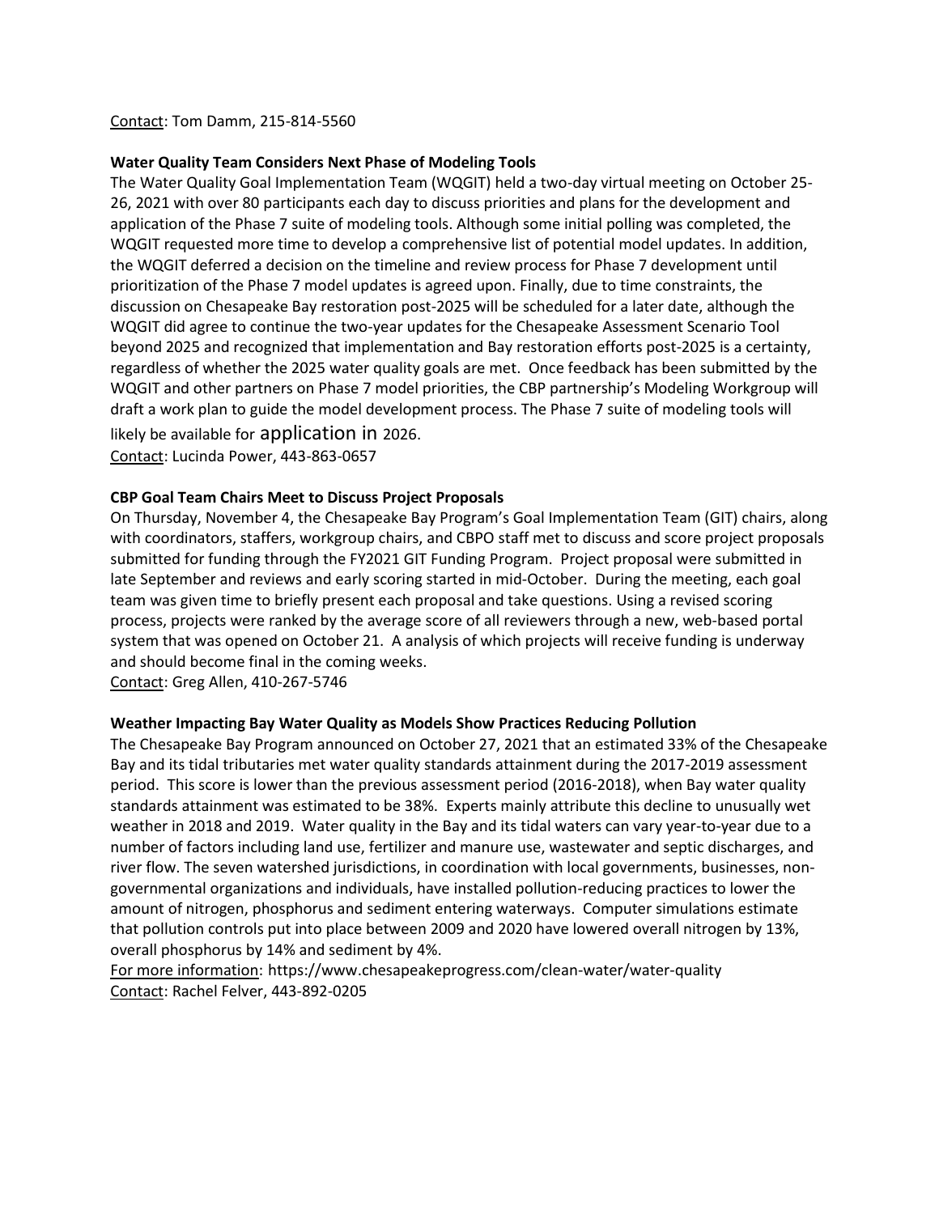Contact: Tom Damm, 215-814-5560

**Water Quality Team Considers Next Phase of Modeling Tools**

The Water Quality Goal Implementation Team (WQGIT) held a two-day virtual meeting on October 25-26, 2021 with over 80 participants each day to discuss priorities and plans for the development and application of the Phase 7 suite of modeling tools. Although some initial polling was completed, the WQGIT requested more time to develop a comprehensive list of potential model updates. In addition, the WQGIT deferred a decision on the timeline and review process for Phase 7 development until prioritization of the Phase 7 model updates is agreed upon. Finally, due to time constraints, the discussion on Chesapeake Bay restoration post-2025 will be scheduled for a later date, although the WQGIT did agree to continue the two-year updates for the Chesapeake Assessment Scenario Tool beyond 2025 and recognized that implementation and Bay restoration efforts post-2025 is a certainty, regardless of whether the 2025 water quality goals are met. Once feedback has been submitted by the WQGIT and other partners on Phase 7 model priorities, the CBP partnership's Modeling Workgroup will draft a work plan to guide the model development process. The Phase 7 suite of modeling tools will likely be available for application in 2026.

Contact: Lucinda Power, 443-863-0657

**CBP Goal Team Chairs Meet to Discuss Project Proposals**

On Thursday, November 4, the Chesapeake Bay Program's Goal Implementation Team (GIT) chairs, along with coordinators, staffers, workgroup chairs, and CBPO staff met to discuss and score project proposals submitted for funding through the FY2021 GIT Funding Program. Project proposal were submitted in late September and reviews and early scoring started in mid-October. During the meeting, each goal team was given time to briefly present each proposal and take questions. Using a revised scoring process, projects were ranked by the average score of all reviewers through a new, web-based portal system that was opened on October 21. A analysis of which projects will receive funding is underway and should become final in the coming weeks.

Contact: Greg Allen, 410-267-5746

**Weather Impacting Bay Water Quality as Models Show Practices Reducing Pollution**

The Chesapeake Bay Program announced on October 27, 2021 that an estimated 33% of the Chesapeake Bay and its tidal tributaries met water quality standards attainment during the 2017-2019 assessment period. This score is lower than the previous assessment period (2016-2018), when Bay water quality standards attainment was estimated to be 38%. Experts mainly attribute this decline to unusually wet weather in 2018 and 2019. Water quality in the Bay and its tidal waters can vary year-to-year due to a number of factors including land use, fertilizer and manure use, wastewater and septic discharges, and river flow. The seven watershed jurisdictions, in coordination with local governments, businesses, non-governmental organizations and individuals, have installed pollution-reducing practices to lower the amount of nitrogen, phosphorus and sediment entering waterways. Computer simulations estimate that pollution controls put into place between 2009 and 2020 have lowered overall nitrogen by 13%, overall phosphorus by 14% and sediment by 4%.

For more information: https://www.chesapeakeprogress.com/clean-water/water-quality

Contact: Rachel Felver, 443-892-0205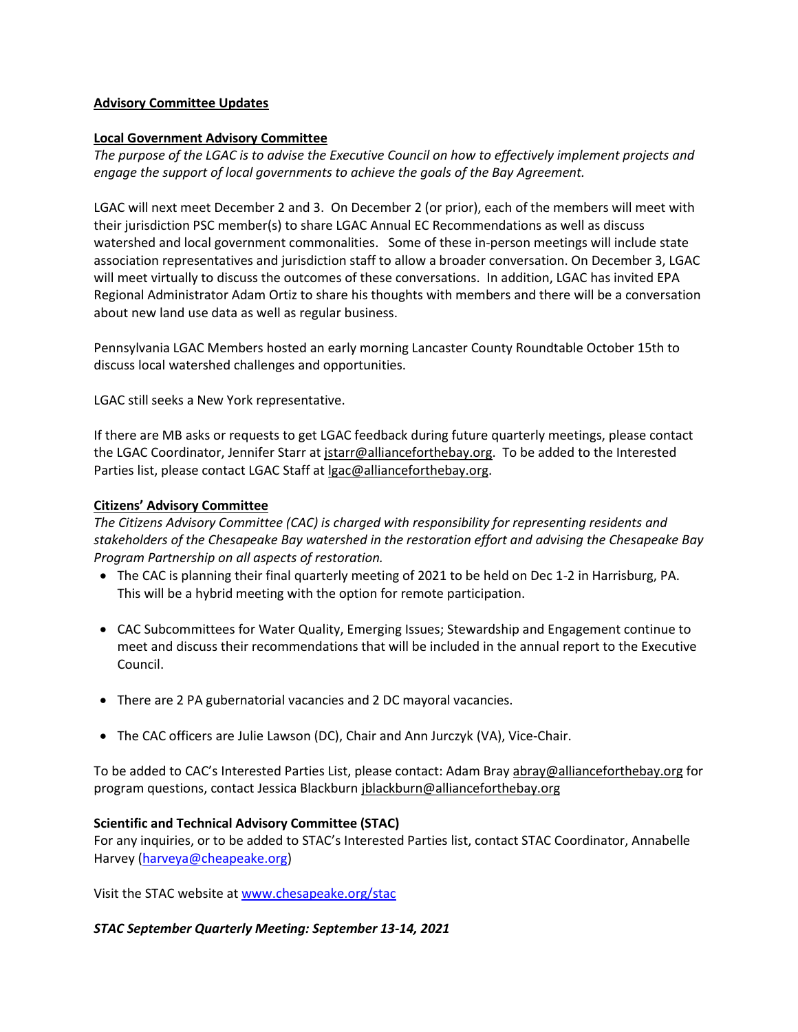**Advisory Committee Updates**

**Local Government Advisory Committee**

*The purpose of the LGAC is to advise the Executive Council on how to effectively implement projects and engage the support of local governments to achieve the goals of the Bay Agreement.*

LGAC will next meet December 2 and 3. On December 2 (or prior), each of the members will meet with their jurisdiction PSC member(s) to share LGAC Annual EC Recommendations as well as discuss watershed and local government commonalities. Some of these in-person meetings will include state association representatives and jurisdiction staff to allow a broader conversation. On December 3, LGAC will meet virtually to discuss the outcomes of these conversations. In addition, LGAC has invited EPA Regional Administrator Adam Ortiz to share his thoughts with members and there will be a conversation about new land use data as well as regular business.

Pennsylvania LGAC Members hosted an early morning Lancaster County Roundtable October 15th to discuss local watershed challenges and opportunities.

LGAC still seeks a New York representative.

If there are MB asks or requests to get LGAC feedback during future quarterly meetings, please contact the LGAC Coordinator, Jennifer Starr at jstarr@allianceforthebay.org. To be added to the Interested Parties list, please contact LGAC Staff at lgac@allianceforthebay.org.

**Citizens' Advisory Committee**

*The Citizens Advisory Committee (CAC) is charged with responsibility for representing residents and stakeholders of the Chesapeake Bay watershed in the restoration effort and advising the Chesapeake Bay Program Partnership on all aspects of restoration.*

- The CAC is planning their final quarterly meeting of 2021 to be held on Dec 1-2 in Harrisburg, PA. This will be a hybrid meeting with the option for remote participation.
- CAC Subcommittees for Water Quality, Emerging Issues; Stewardship and Engagement continue to meet and discuss their recommendations that will be included in the annual report to the Executive Council.
- There are 2 PA gubernatorial vacancies and 2 DC mayoral vacancies.
- The CAC officers are Julie Lawson (DC), Chair and Ann Jurczyk (VA), Vice-Chair.

To be added to CAC's Interested Parties List, please contact: Adam Bray abray@allianceforthebay.org for program questions, contact Jessica Blackburn jblackburn@allianceforthebay.org

**Scientific and Technical Advisory Committee (STAC)**

For any inquiries, or to be added to STAC's Interested Parties list, contact STAC Coordinator, Annabelle Harvey (harveya@cheapeake.org)

Visit the STAC website at www.chesapeake.org/stac

***STAC September Quarterly Meeting: September 13-14, 2021***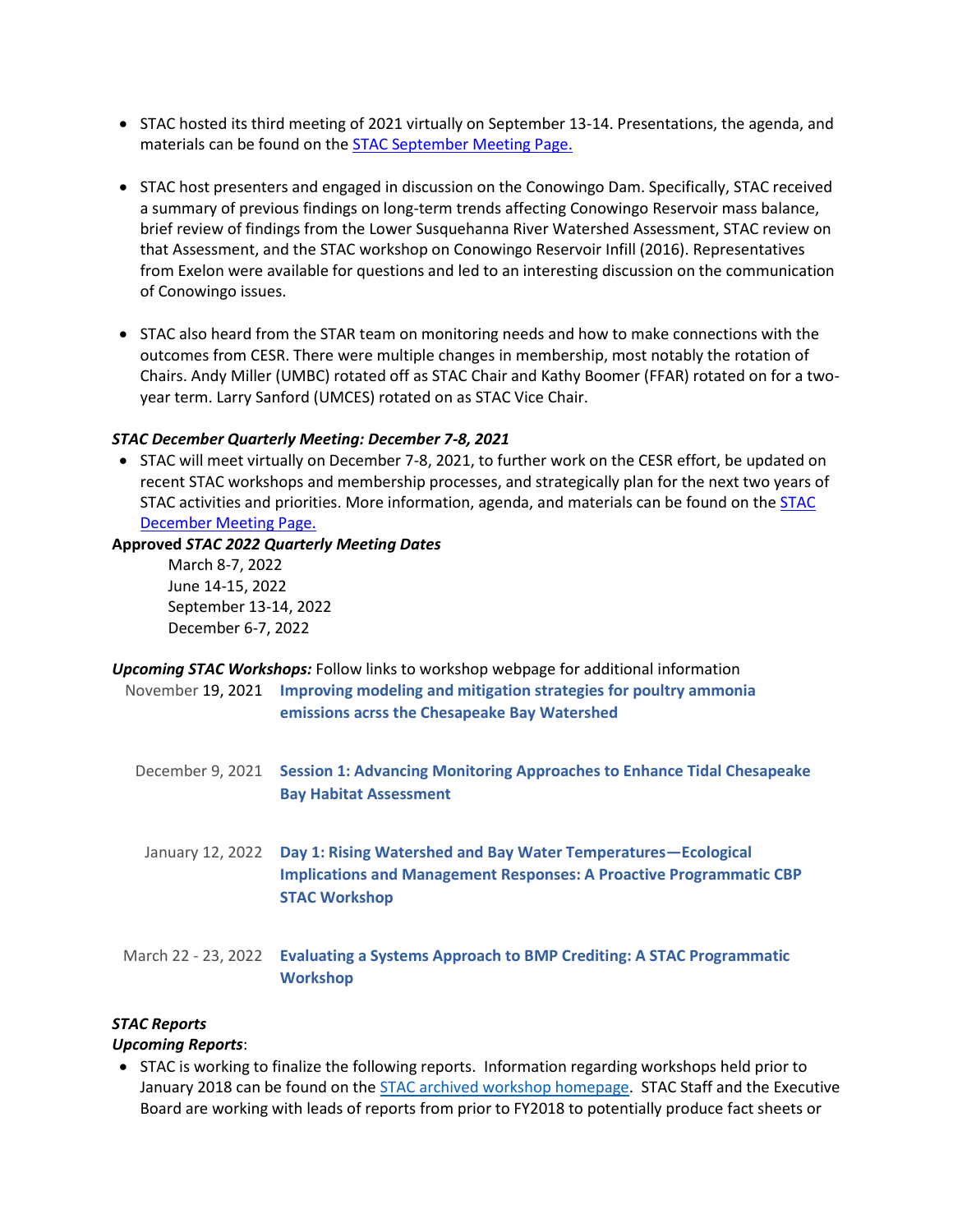- STAC hosted its third meeting of 2021 virtually on September 13-14. Presentations, the agenda, and materials can be found on the [STAC September Meeting Page.]()

- STAC host presenters and engaged in discussion on the Conowingo Dam. Specifically, STAC received a summary of previous findings on long-term trends affecting Conowingo Reservoir mass balance, brief review of findings from the Lower Susquehanna River Watershed Assessment, STAC review on that Assessment, and the STAC workshop on Conowingo Reservoir Infill (2016). Representatives from Exelon were available for questions and led to an interesting discussion on the communication of Conowingo issues.

- STAC also heard from the STAR team on monitoring needs and how to make connections with the outcomes from CESR. There were multiple changes in membership, most notably the rotation of Chairs. Andy Miller (UMBC) rotated off as STAC Chair and Kathy Boomer (FFAR) rotated on for a two-year term. Larry Sanford (UMCES) rotated on as STAC Vice Chair.

***STAC December Quarterly Meeting: December 7-8, 2021***

- STAC will meet virtually on December 7-8, 2021, to further work on the CESR effort, be updated on recent STAC workshops and membership processes, and strategically plan for the next two years of STAC activities and priorities. More information, agenda, and materials can be found on the [STAC December Meeting Page.]()

**Approved *STAC 2022 Quarterly Meeting Dates***

March 8-7, 2022
June 14-15, 2022
September 13-14, 2022
December 6-7, 2022

***Upcoming STAC Workshops:*** Follow links to workshop webpage for additional information

| | |
|---|---|
| November 19, 2021 | **Improving modeling and mitigation strategies for poultry ammonia emissions acrss the Chesapeake Bay Watershed** |
| December 9, 2021 | **Session 1: Advancing Monitoring Approaches to Enhance Tidal Chesapeake Bay Habitat Assessment** |
| January 12, 2022 | **Day 1: Rising Watershed and Bay Water Temperatures—Ecological Implications and Management Responses: A Proactive Programmatic CBP STAC Workshop** |
| March 22 - 23, 2022 | **Evaluating a Systems Approach to BMP Crediting: A STAC Programmatic Workshop** |

***STAC Reports***

***Upcoming Reports***:

- STAC is working to finalize the following reports. Information regarding workshops held prior to January 2018 can be found on the [STAC archived workshop homepage](). STAC Staff and the Executive Board are working with leads of reports from prior to FY2018 to potentially produce fact sheets or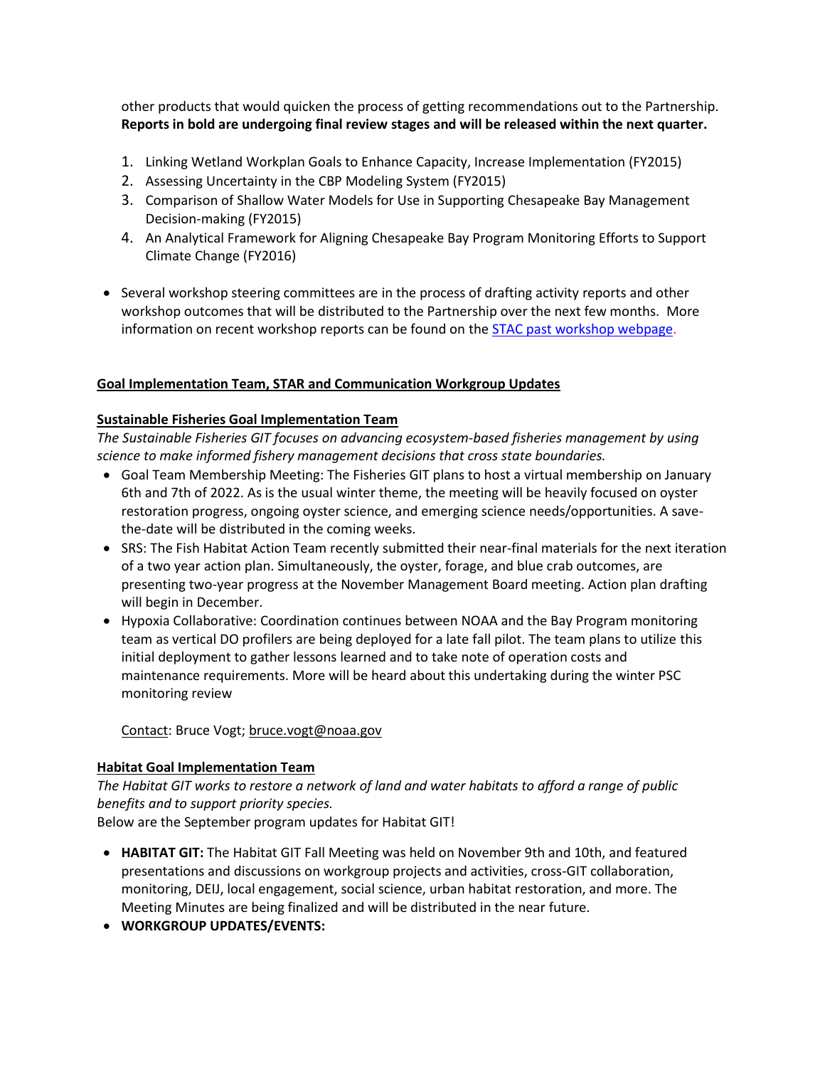other products that would quicken the process of getting recommendations out to the Partnership. **Reports in bold are undergoing final review stages and will be released within the next quarter.**

1. Linking Wetland Workplan Goals to Enhance Capacity, Increase Implementation (FY2015)
2. Assessing Uncertainty in the CBP Modeling System (FY2015)
3. Comparison of Shallow Water Models for Use in Supporting Chesapeake Bay Management Decision-making (FY2015)
4. An Analytical Framework for Aligning Chesapeake Bay Program Monitoring Efforts to Support Climate Change (FY2016)

- Several workshop steering committees are in the process of drafting activity reports and other workshop outcomes that will be distributed to the Partnership over the next few months. More information on recent workshop reports can be found on the STAC past workshop webpage.

## Goal Implementation Team, STAR and Communication Workgroup Updates

### Sustainable Fisheries Goal Implementation Team

*The Sustainable Fisheries GIT focuses on advancing ecosystem-based fisheries management by using science to make informed fishery management decisions that cross state boundaries.*

- Goal Team Membership Meeting: The Fisheries GIT plans to host a virtual membership on January 6th and 7th of 2022. As is the usual winter theme, the meeting will be heavily focused on oyster restoration progress, ongoing oyster science, and emerging science needs/opportunities. A save-the-date will be distributed in the coming weeks.
- SRS: The Fish Habitat Action Team recently submitted their near-final materials for the next iteration of a two year action plan. Simultaneously, the oyster, forage, and blue crab outcomes, are presenting two-year progress at the November Management Board meeting. Action plan drafting will begin in December.
- Hypoxia Collaborative: Coordination continues between NOAA and the Bay Program monitoring team as vertical DO profilers are being deployed for a late fall pilot. The team plans to utilize this initial deployment to gather lessons learned and to take note of operation costs and maintenance requirements. More will be heard about this undertaking during the winter PSC monitoring review

Contact: Bruce Vogt; bruce.vogt@noaa.gov

### Habitat Goal Implementation Team

*The Habitat GIT works to restore a network of land and water habitats to afford a range of public benefits and to support priority species.*

Below are the September program updates for Habitat GIT!

- **HABITAT GIT:** The Habitat GIT Fall Meeting was held on November 9th and 10th, and featured presentations and discussions on workgroup projects and activities, cross-GIT collaboration, monitoring, DEIJ, local engagement, social science, urban habitat restoration, and more. The Meeting Minutes are being finalized and will be distributed in the near future.
- **WORKGROUP UPDATES/EVENTS:**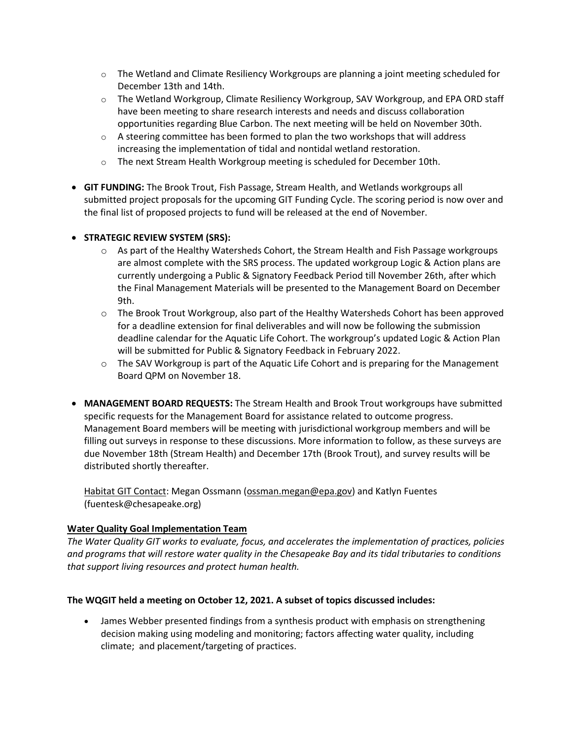- The Wetland and Climate Resiliency Workgroups are planning a joint meeting scheduled for December 13th and 14th.
  - The Wetland Workgroup, Climate Resiliency Workgroup, SAV Workgroup, and EPA ORD staff have been meeting to share research interests and needs and discuss collaboration opportunities regarding Blue Carbon. The next meeting will be held on November 30th.
  - A steering committee has been formed to plan the two workshops that will address increasing the implementation of tidal and nontidal wetland restoration.
  - The next Stream Health Workgroup meeting is scheduled for December 10th.

- **GIT FUNDING:** The Brook Trout, Fish Passage, Stream Health, and Wetlands workgroups all submitted project proposals for the upcoming GIT Funding Cycle. The scoring period is now over and the final list of proposed projects to fund will be released at the end of November.

- **STRATEGIC REVIEW SYSTEM (SRS):**
  - As part of the Healthy Watersheds Cohort, the Stream Health and Fish Passage workgroups are almost complete with the SRS process. The updated workgroup Logic & Action plans are currently undergoing a Public & Signatory Feedback Period till November 26th, after which the Final Management Materials will be presented to the Management Board on December 9th.
  - The Brook Trout Workgroup, also part of the Healthy Watersheds Cohort has been approved for a deadline extension for final deliverables and will now be following the submission deadline calendar for the Aquatic Life Cohort. The workgroup's updated Logic & Action Plan will be submitted for Public & Signatory Feedback in February 2022.
  - The SAV Workgroup is part of the Aquatic Life Cohort and is preparing for the Management Board QPM on November 18.

- **MANAGEMENT BOARD REQUESTS:** The Stream Health and Brook Trout workgroups have submitted specific requests for the Management Board for assistance related to outcome progress. Management Board members will be meeting with jurisdictional workgroup members and will be filling out surveys in response to these discussions. More information to follow, as these surveys are due November 18th (Stream Health) and December 17th (Brook Trout), and survey results will be distributed shortly thereafter.

  Habitat GIT Contact: Megan Ossmann (ossman.megan@epa.gov) and Katlyn Fuentes (fuentesk@chesapeake.org)

**Water Quality Goal Implementation Team**

*The Water Quality GIT works to evaluate, focus, and accelerates the implementation of practices, policies and programs that will restore water quality in the Chesapeake Bay and its tidal tributaries to conditions that support living resources and protect human health.*

**The WQGIT held a meeting on October 12, 2021. A subset of topics discussed includes:**

- James Webber presented findings from a synthesis product with emphasis on strengthening decision making using modeling and monitoring; factors affecting water quality, including climate; and placement/targeting of practices.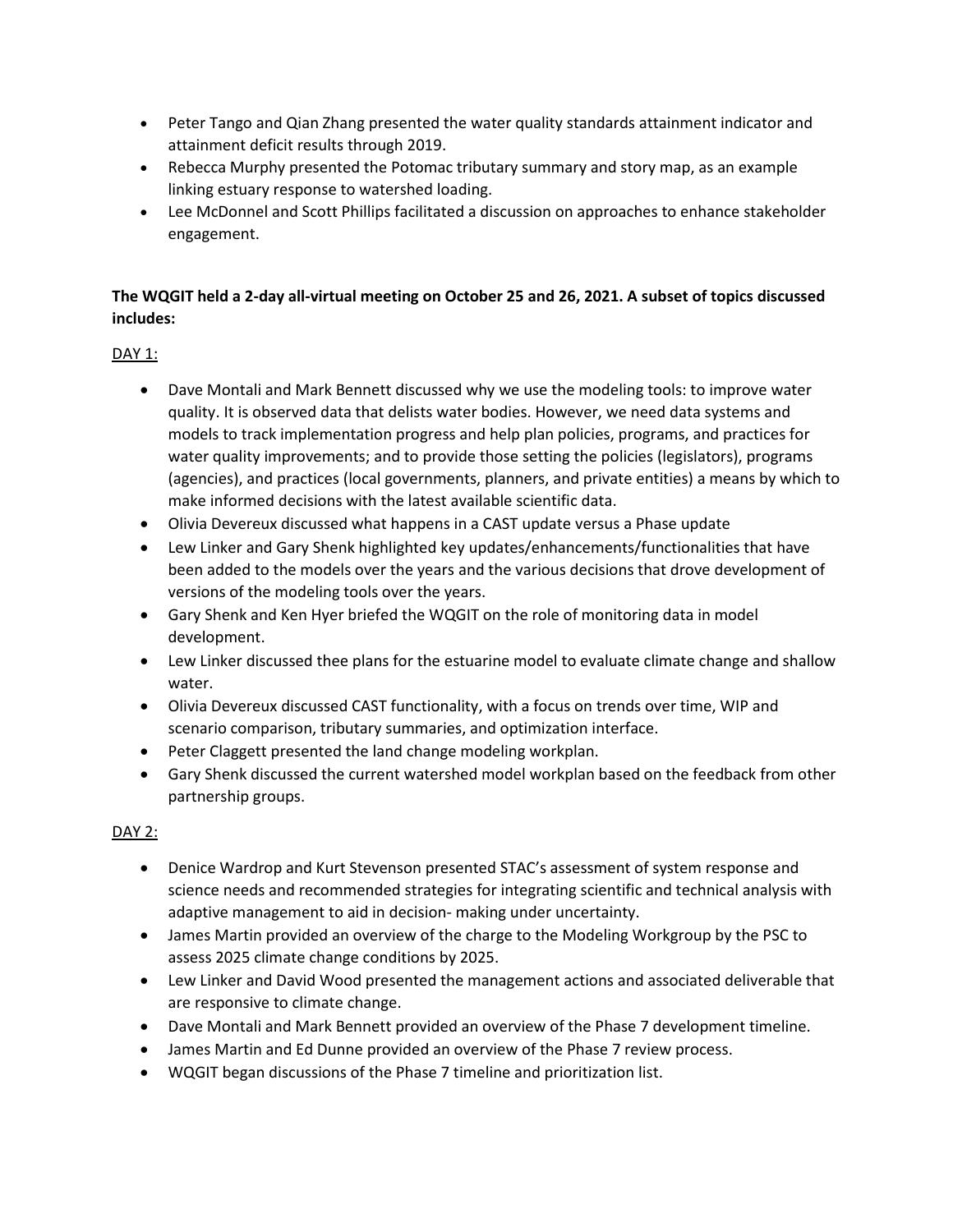- Peter Tango and Qian Zhang presented the water quality standards attainment indicator and attainment deficit results through 2019.
- Rebecca Murphy presented the Potomac tributary summary and story map, as an example linking estuary response to watershed loading.
- Lee McDonnel and Scott Phillips facilitated a discussion on approaches to enhance stakeholder engagement.

**The WQGIT held a 2-day all-virtual meeting on October 25 and 26, 2021. A subset of topics discussed includes:**

DAY 1:

- Dave Montali and Mark Bennett discussed why we use the modeling tools: to improve water quality. It is observed data that delists water bodies. However, we need data systems and models to track implementation progress and help plan policies, programs, and practices for water quality improvements; and to provide those setting the policies (legislators), programs (agencies), and practices (local governments, planners, and private entities) a means by which to make informed decisions with the latest available scientific data.
- Olivia Devereux discussed what happens in a CAST update versus a Phase update
- Lew Linker and Gary Shenk highlighted key updates/enhancements/functionalities that have been added to the models over the years and the various decisions that drove development of versions of the modeling tools over the years.
- Gary Shenk and Ken Hyer briefed the WQGIT on the role of monitoring data in model development.
- Lew Linker discussed thee plans for the estuarine model to evaluate climate change and shallow water.
- Olivia Devereux discussed CAST functionality, with a focus on trends over time, WIP and scenario comparison, tributary summaries, and optimization interface.
- Peter Claggett presented the land change modeling workplan.
- Gary Shenk discussed the current watershed model workplan based on the feedback from other partnership groups.

DAY 2:

- Denice Wardrop and Kurt Stevenson presented STAC's assessment of system response and science needs and recommended strategies for integrating scientific and technical analysis with adaptive management to aid in decision- making under uncertainty.
- James Martin provided an overview of the charge to the Modeling Workgroup by the PSC to assess 2025 climate change conditions by 2025.
- Lew Linker and David Wood presented the management actions and associated deliverable that are responsive to climate change.
- Dave Montali and Mark Bennett provided an overview of the Phase 7 development timeline.
- James Martin and Ed Dunne provided an overview of the Phase 7 review process.
- WQGIT began discussions of the Phase 7 timeline and prioritization list.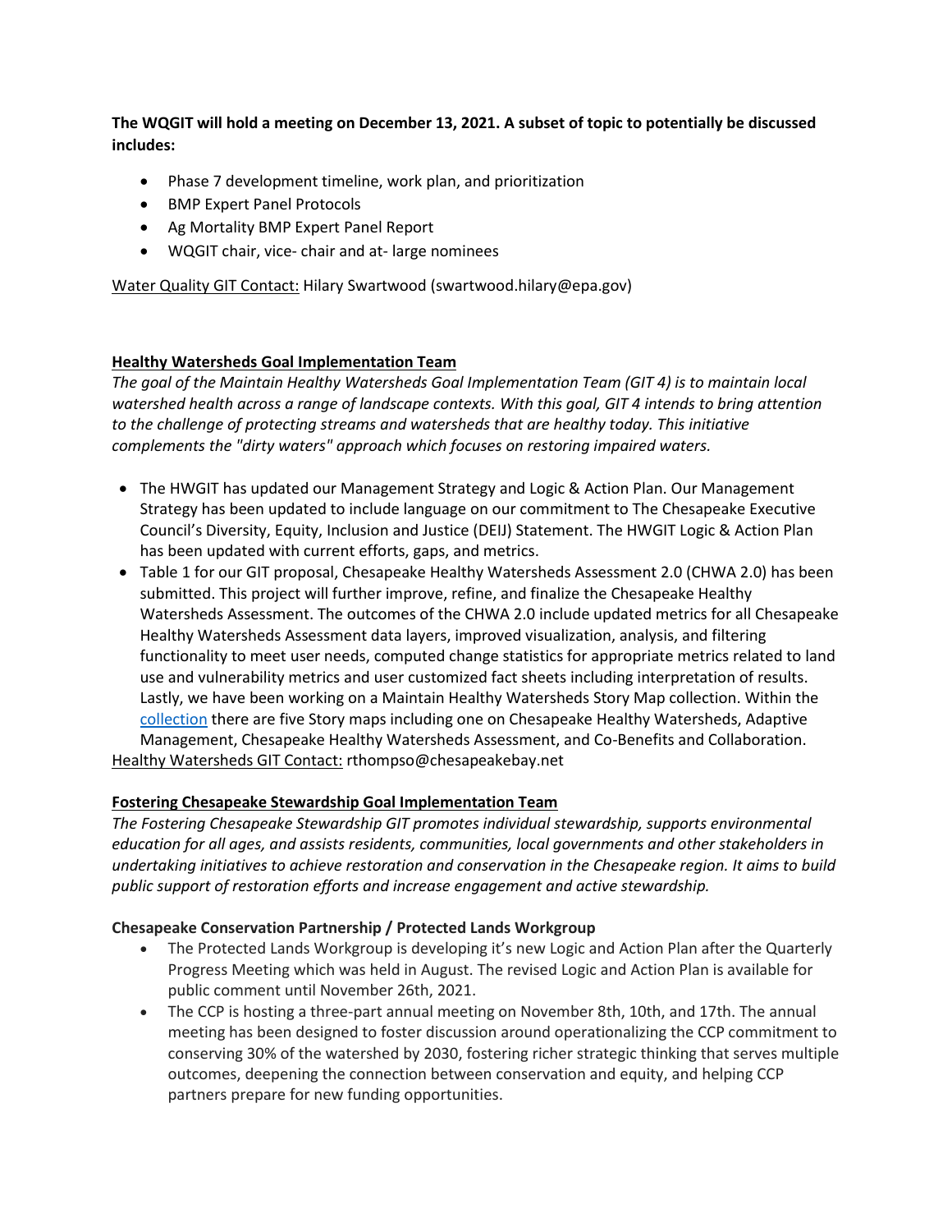**The WQGIT will hold a meeting on December 13, 2021. A subset of topic to potentially be discussed includes:**

- Phase 7 development timeline, work plan, and prioritization
- BMP Expert Panel Protocols
- Ag Mortality BMP Expert Panel Report
- WQGIT chair, vice- chair and at- large nominees

<u>Water Quality GIT Contact:</u> Hilary Swartwood (swartwood.hilary@epa.gov)

## <u>Healthy Watersheds Goal Implementation Team</u>

*The goal of the Maintain Healthy Watersheds Goal Implementation Team (GIT 4) is to maintain local watershed health across a range of landscape contexts. With this goal, GIT 4 intends to bring attention to the challenge of protecting streams and watersheds that are healthy today. This initiative complements the "dirty waters" approach which focuses on restoring impaired waters.*

- The HWGIT has updated our Management Strategy and Logic & Action Plan. Our Management Strategy has been updated to include language on our commitment to The Chesapeake Executive Council's Diversity, Equity, Inclusion and Justice (DEIJ) Statement. The HWGIT Logic & Action Plan has been updated with current efforts, gaps, and metrics.
- Table 1 for our GIT proposal, Chesapeake Healthy Watersheds Assessment 2.0 (CHWA 2.0) has been submitted. This project will further improve, refine, and finalize the Chesapeake Healthy Watersheds Assessment. The outcomes of the CHWA 2.0 include updated metrics for all Chesapeake Healthy Watersheds Assessment data layers, improved visualization, analysis, and filtering functionality to meet user needs, computed change statistics for appropriate metrics related to land use and vulnerability metrics and user customized fact sheets including interpretation of results. Lastly, we have been working on a Maintain Healthy Watersheds Story Map collection. Within the collection there are five Story maps including one on Chesapeake Healthy Watersheds, Adaptive Management, Chesapeake Healthy Watersheds Assessment, and Co-Benefits and Collaboration.

<u>Healthy Watersheds GIT Contact:</u> rthompso@chesapeakebay.net

## <u>Fostering Chesapeake Stewardship Goal Implementation Team</u>

*The Fostering Chesapeake Stewardship GIT promotes individual stewardship, supports environmental education for all ages, and assists residents, communities, local governments and other stakeholders in undertaking initiatives to achieve restoration and conservation in the Chesapeake region. It aims to build public support of restoration efforts and increase engagement and active stewardship.*

### Chesapeake Conservation Partnership / Protected Lands Workgroup

- The Protected Lands Workgroup is developing it's new Logic and Action Plan after the Quarterly Progress Meeting which was held in August. The revised Logic and Action Plan is available for public comment until November 26th, 2021.
- The CCP is hosting a three-part annual meeting on November 8th, 10th, and 17th. The annual meeting has been designed to foster discussion around operationalizing the CCP commitment to conserving 30% of the watershed by 2030, fostering richer strategic thinking that serves multiple outcomes, deepening the connection between conservation and equity, and helping CCP partners prepare for new funding opportunities.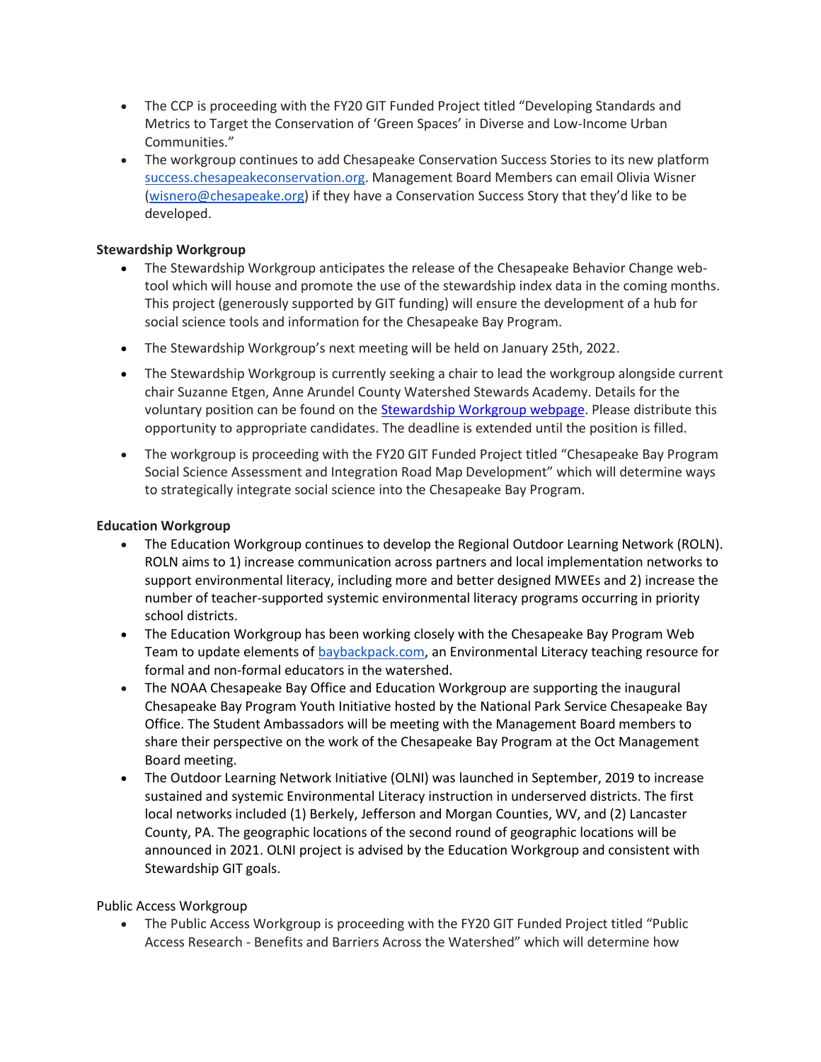- The CCP is proceeding with the FY20 GIT Funded Project titled "Developing Standards and Metrics to Target the Conservation of 'Green Spaces' in Diverse and Low-Income Urban Communities."
- The workgroup continues to add Chesapeake Conservation Success Stories to its new platform [success.chesapeakeconservation.org](success.chesapeakeconservation.org). Management Board Members can email Olivia Wisner ([wisnero@chesapeake.org](mailto:wisnero@chesapeake.org)) if they have a Conservation Success Story that they'd like to be developed.

**Stewardship Workgroup**

- The Stewardship Workgroup anticipates the release of the Chesapeake Behavior Change web-tool which will house and promote the use of the stewardship index data in the coming months. This project (generously supported by GIT funding) will ensure the development of a hub for social science tools and information for the Chesapeake Bay Program.
- The Stewardship Workgroup's next meeting will be held on January 25th, 2022.
- The Stewardship Workgroup is currently seeking a chair to lead the workgroup alongside current chair Suzanne Etgen, Anne Arundel County Watershed Stewards Academy. Details for the voluntary position can be found on the Stewardship Workgroup webpage. Please distribute this opportunity to appropriate candidates. The deadline is extended until the position is filled.
- The workgroup is proceeding with the FY20 GIT Funded Project titled "Chesapeake Bay Program Social Science Assessment and Integration Road Map Development" which will determine ways to strategically integrate social science into the Chesapeake Bay Program.

**Education Workgroup**

- The Education Workgroup continues to develop the Regional Outdoor Learning Network (ROLN). ROLN aims to 1) increase communication across partners and local implementation networks to support environmental literacy, including more and better designed MWEEs and 2) increase the number of teacher-supported systemic environmental literacy programs occurring in priority school districts.
- The Education Workgroup has been working closely with the Chesapeake Bay Program Web Team to update elements of [baybackpack.com](baybackpack.com), an Environmental Literacy teaching resource for formal and non-formal educators in the watershed.
- The NOAA Chesapeake Bay Office and Education Workgroup are supporting the inaugural Chesapeake Bay Program Youth Initiative hosted by the National Park Service Chesapeake Bay Office. The Student Ambassadors will be meeting with the Management Board members to share their perspective on the work of the Chesapeake Bay Program at the Oct Management Board meeting.
- The Outdoor Learning Network Initiative (OLNI) was launched in September, 2019 to increase sustained and systemic Environmental Literacy instruction in underserved districts. The first local networks included (1) Berkely, Jefferson and Morgan Counties, WV, and (2) Lancaster County, PA. The geographic locations of the second round of geographic locations will be announced in 2021. OLNI project is advised by the Education Workgroup and consistent with Stewardship GIT goals.

Public Access Workgroup

- The Public Access Workgroup is proceeding with the FY20 GIT Funded Project titled "Public Access Research - Benefits and Barriers Across the Watershed" which will determine how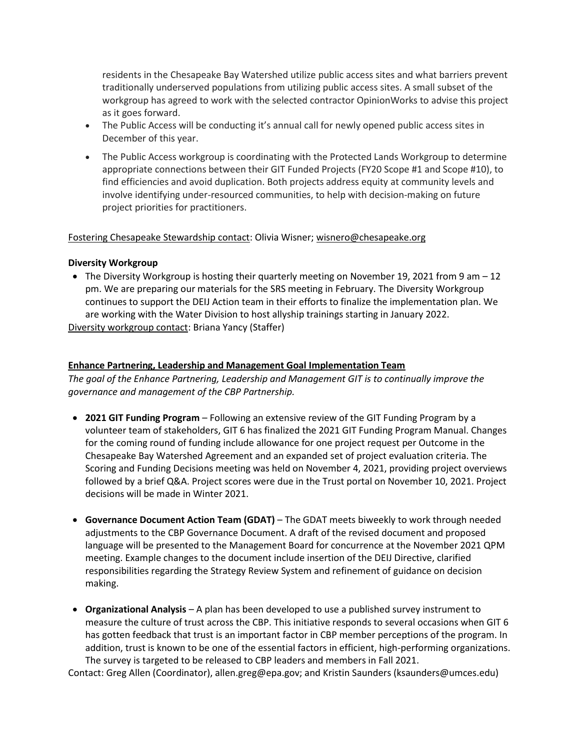residents in the Chesapeake Bay Watershed utilize public access sites and what barriers prevent traditionally underserved populations from utilizing public access sites. A small subset of the workgroup has agreed to work with the selected contractor OpinionWorks to advise this project as it goes forward.

- The Public Access will be conducting it's annual call for newly opened public access sites in December of this year.
- The Public Access workgroup is coordinating with the Protected Lands Workgroup to determine appropriate connections between their GIT Funded Projects (FY20 Scope #1 and Scope #10), to find efficiencies and avoid duplication. Both projects address equity at community levels and involve identifying under-resourced communities, to help with decision-making on future project priorities for practitioners.

Fostering Chesapeake Stewardship contact: Olivia Wisner; wisnero@chesapeake.org

**Diversity Workgroup**

- The Diversity Workgroup is hosting their quarterly meeting on November 19, 2021 from 9 am – 12 pm. We are preparing our materials for the SRS meeting in February. The Diversity Workgroup continues to support the DEIJ Action team in their efforts to finalize the implementation plan. We are working with the Water Division to host allyship trainings starting in January 2022.

Diversity workgroup contact: Briana Yancy (Staffer)

**Enhance Partnering, Leadership and Management Goal Implementation Team**

*The goal of the Enhance Partnering, Leadership and Management GIT is to continually improve the governance and management of the CBP Partnership.*

- **2021 GIT Funding Program** – Following an extensive review of the GIT Funding Program by a volunteer team of stakeholders, GIT 6 has finalized the 2021 GIT Funding Program Manual. Changes for the coming round of funding include allowance for one project request per Outcome in the Chesapeake Bay Watershed Agreement and an expanded set of project evaluation criteria. The Scoring and Funding Decisions meeting was held on November 4, 2021, providing project overviews followed by a brief Q&A. Project scores were due in the Trust portal on November 10, 2021. Project decisions will be made in Winter 2021.
- **Governance Document Action Team (GDAT)** – The GDAT meets biweekly to work through needed adjustments to the CBP Governance Document. A draft of the revised document and proposed language will be presented to the Management Board for concurrence at the November 2021 QPM meeting. Example changes to the document include insertion of the DEIJ Directive, clarified responsibilities regarding the Strategy Review System and refinement of guidance on decision making.
- **Organizational Analysis** – A plan has been developed to use a published survey instrument to measure the culture of trust across the CBP. This initiative responds to several occasions when GIT 6 has gotten feedback that trust is an important factor in CBP member perceptions of the program. In addition, trust is known to be one of the essential factors in efficient, high-performing organizations. The survey is targeted to be released to CBP leaders and members in Fall 2021.

Contact: Greg Allen (Coordinator), allen.greg@epa.gov; and Kristin Saunders (ksaunders@umces.edu)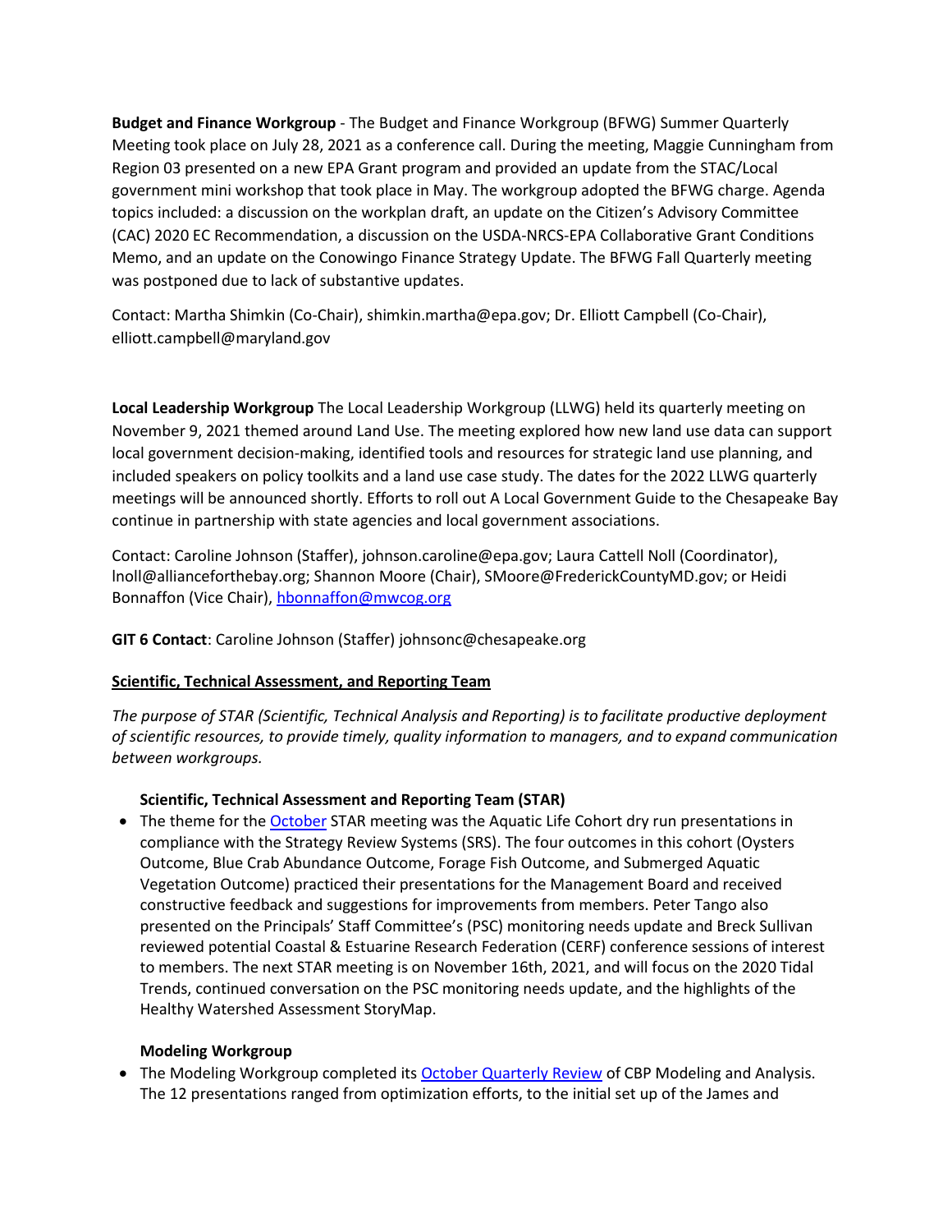**Budget and Finance Workgroup** - The Budget and Finance Workgroup (BFWG) Summer Quarterly Meeting took place on July 28, 2021 as a conference call. During the meeting, Maggie Cunningham from Region 03 presented on a new EPA Grant program and provided an update from the STAC/Local government mini workshop that took place in May. The workgroup adopted the BFWG charge. Agenda topics included: a discussion on the workplan draft, an update on the Citizen's Advisory Committee (CAC) 2020 EC Recommendation, a discussion on the USDA-NRCS-EPA Collaborative Grant Conditions Memo, and an update on the Conowingo Finance Strategy Update. The BFWG Fall Quarterly meeting was postponed due to lack of substantive updates.

Contact: Martha Shimkin (Co-Chair), shimkin.martha@epa.gov; Dr. Elliott Campbell (Co-Chair), elliott.campbell@maryland.gov

**Local Leadership Workgroup** The Local Leadership Workgroup (LLWG) held its quarterly meeting on November 9, 2021 themed around Land Use. The meeting explored how new land use data can support local government decision-making, identified tools and resources for strategic land use planning, and included speakers on policy toolkits and a land use case study. The dates for the 2022 LLWG quarterly meetings will be announced shortly. Efforts to roll out A Local Government Guide to the Chesapeake Bay continue in partnership with state agencies and local government associations.

Contact: Caroline Johnson (Staffer), johnson.caroline@epa.gov; Laura Cattell Noll (Coordinator), lnoll@allianceforthebay.org; Shannon Moore (Chair), SMoore@FrederickCountyMD.gov; or Heidi Bonnaffon (Vice Chair), hbonnaffon@mwcog.org

**GIT 6 Contact**: Caroline Johnson (Staffer) johnsonc@chesapeake.org

## Scientific, Technical Assessment, and Reporting Team

*The purpose of STAR (Scientific, Technical Analysis and Reporting) is to facilitate productive deployment of scientific resources, to provide timely, quality information to managers, and to expand communication between workgroups.*

### Scientific, Technical Assessment and Reporting Team (STAR)

- The theme for the October STAR meeting was the Aquatic Life Cohort dry run presentations in compliance with the Strategy Review Systems (SRS). The four outcomes in this cohort (Oysters Outcome, Blue Crab Abundance Outcome, Forage Fish Outcome, and Submerged Aquatic Vegetation Outcome) practiced their presentations for the Management Board and received constructive feedback and suggestions for improvements from members. Peter Tango also presented on the Principals' Staff Committee's (PSC) monitoring needs update and Breck Sullivan reviewed potential Coastal & Estuarine Research Federation (CERF) conference sessions of interest to members. The next STAR meeting is on November 16th, 2021, and will focus on the 2020 Tidal Trends, continued conversation on the PSC monitoring needs update, and the highlights of the Healthy Watershed Assessment StoryMap.

### Modeling Workgroup

- The Modeling Workgroup completed its October Quarterly Review of CBP Modeling and Analysis. The 12 presentations ranged from optimization efforts, to the initial set up of the James and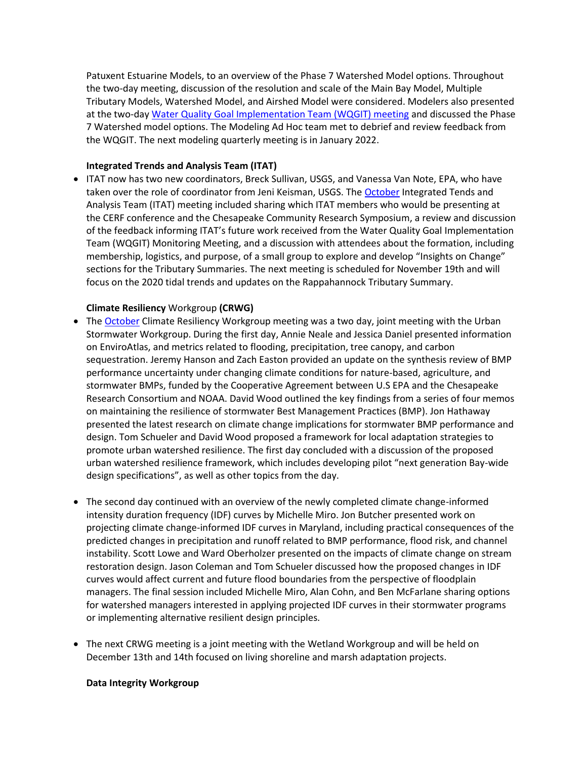Patuxent Estuarine Models, to an overview of the Phase 7 Watershed Model options. Throughout the two-day meeting, discussion of the resolution and scale of the Main Bay Model, Multiple Tributary Models, Watershed Model, and Airshed Model were considered. Modelers also presented at the two-day Water Quality Goal Implementation Team (WQGIT) meeting and discussed the Phase 7 Watershed model options. The Modeling Ad Hoc team met to debrief and review feedback from the WQGIT. The next modeling quarterly meeting is in January 2022.

**Integrated Trends and Analysis Team (ITAT)**

- ITAT now has two new coordinators, Breck Sullivan, USGS, and Vanessa Van Note, EPA, who have taken over the role of coordinator from Jeni Keisman, USGS. The October Integrated Tends and Analysis Team (ITAT) meeting included sharing which ITAT members who would be presenting at the CERF conference and the Chesapeake Community Research Symposium, a review and discussion of the feedback informing ITAT's future work received from the Water Quality Goal Implementation Team (WQGIT) Monitoring Meeting, and a discussion with attendees about the formation, including membership, logistics, and purpose, of a small group to explore and develop "Insights on Change" sections for the Tributary Summaries. The next meeting is scheduled for November 19th and will focus on the 2020 tidal trends and updates on the Rappahannock Tributary Summary.

**Climate Resiliency** Workgroup **(CRWG)**

- The October Climate Resiliency Workgroup meeting was a two day, joint meeting with the Urban Stormwater Workgroup. During the first day, Annie Neale and Jessica Daniel presented information on EnviroAtlas, and metrics related to flooding, precipitation, tree canopy, and carbon sequestration. Jeremy Hanson and Zach Easton provided an update on the synthesis review of BMP performance uncertainty under changing climate conditions for nature-based, agriculture, and stormwater BMPs, funded by the Cooperative Agreement between U.S EPA and the Chesapeake Research Consortium and NOAA. David Wood outlined the key findings from a series of four memos on maintaining the resilience of stormwater Best Management Practices (BMP). Jon Hathaway presented the latest research on climate change implications for stormwater BMP performance and design. Tom Schueler and David Wood proposed a framework for local adaptation strategies to promote urban watershed resilience. The first day concluded with a discussion of the proposed urban watershed resilience framework, which includes developing pilot "next generation Bay-wide design specifications", as well as other topics from the day.

- The second day continued with an overview of the newly completed climate change-informed intensity duration frequency (IDF) curves by Michelle Miro. Jon Butcher presented work on projecting climate change-informed IDF curves in Maryland, including practical consequences of the predicted changes in precipitation and runoff related to BMP performance, flood risk, and channel instability. Scott Lowe and Ward Oberholzer presented on the impacts of climate change on stream restoration design. Jason Coleman and Tom Schueler discussed how the proposed changes in IDF curves would affect current and future flood boundaries from the perspective of floodplain managers. The final session included Michelle Miro, Alan Cohn, and Ben McFarlane sharing options for watershed managers interested in applying projected IDF curves in their stormwater programs or implementing alternative resilient design principles.

- The next CRWG meeting is a joint meeting with the Wetland Workgroup and will be held on December 13th and 14th focused on living shoreline and marsh adaptation projects.

**Data Integrity Workgroup**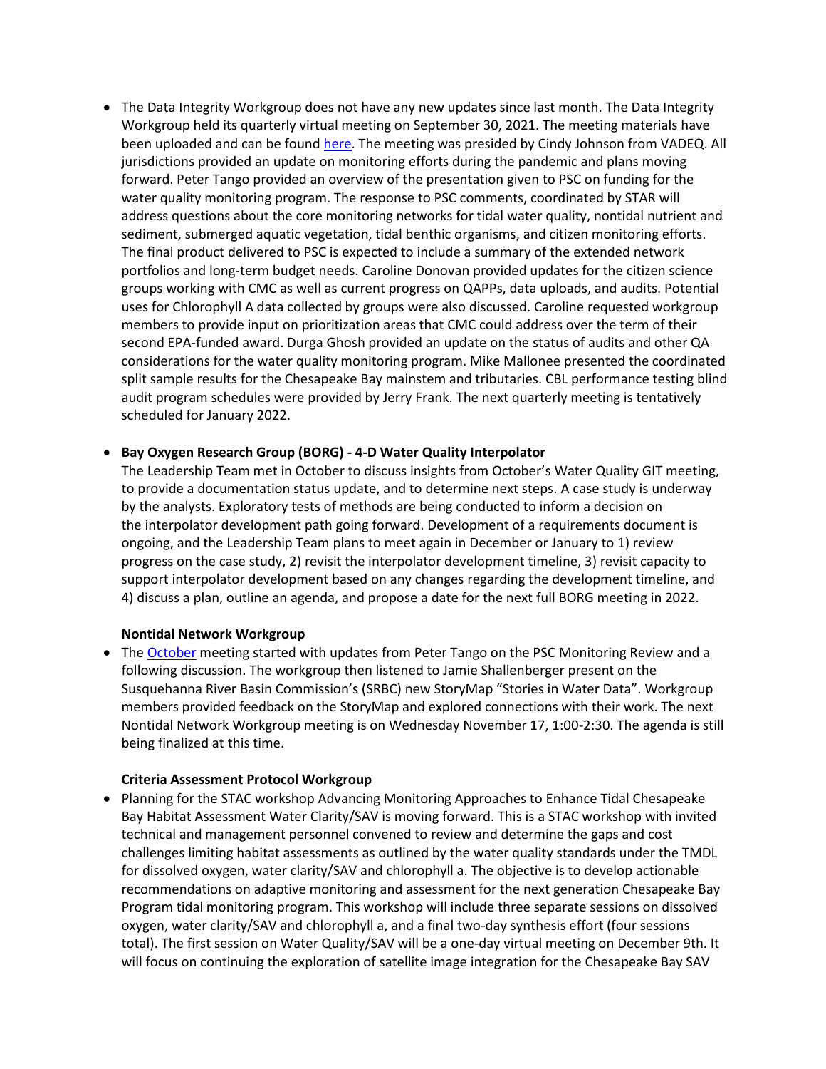- The Data Integrity Workgroup does not have any new updates since last month. The Data Integrity Workgroup held its quarterly virtual meeting on September 30, 2021. The meeting materials have been uploaded and can be found here. The meeting was presided by Cindy Johnson from VADEQ. All jurisdictions provided an update on monitoring efforts during the pandemic and plans moving forward. Peter Tango provided an overview of the presentation given to PSC on funding for the water quality monitoring program. The response to PSC comments, coordinated by STAR will address questions about the core monitoring networks for tidal water quality, nontidal nutrient and sediment, submerged aquatic vegetation, tidal benthic organisms, and citizen monitoring efforts. The final product delivered to PSC is expected to include a summary of the extended network portfolios and long-term budget needs. Caroline Donovan provided updates for the citizen science groups working with CMC as well as current progress on QAPPs, data uploads, and audits. Potential uses for Chlorophyll A data collected by groups were also discussed. Caroline requested workgroup members to provide input on prioritization areas that CMC could address over the term of their second EPA-funded award. Durga Ghosh provided an update on the status of audits and other QA considerations for the water quality monitoring program. Mike Mallonee presented the coordinated split sample results for the Chesapeake Bay mainstem and tributaries. CBL performance testing blind audit program schedules were provided by Jerry Frank. The next quarterly meeting is tentatively scheduled for January 2022.

- **Bay Oxygen Research Group (BORG) - 4-D Water Quality Interpolator**

  The Leadership Team met in October to discuss insights from October's Water Quality GIT meeting, to provide a documentation status update, and to determine next steps. A case study is underway by the analysts. Exploratory tests of methods are being conducted to inform a decision on the interpolator development path going forward. Development of a requirements document is ongoing, and the Leadership Team plans to meet again in December or January to 1) review progress on the case study, 2) revisit the interpolator development timeline, 3) revisit capacity to support interpolator development based on any changes regarding the development timeline, and 4) discuss a plan, outline an agenda, and propose a date for the next full BORG meeting in 2022.

**Nontidal Network Workgroup**

- The October meeting started with updates from Peter Tango on the PSC Monitoring Review and a following discussion. The workgroup then listened to Jamie Shallenberger present on the Susquehanna River Basin Commission's (SRBC) new StoryMap "Stories in Water Data". Workgroup members provided feedback on the StoryMap and explored connections with their work. The next Nontidal Network Workgroup meeting is on Wednesday November 17, 1:00-2:30. The agenda is still being finalized at this time.

**Criteria Assessment Protocol Workgroup**

- Planning for the STAC workshop Advancing Monitoring Approaches to Enhance Tidal Chesapeake Bay Habitat Assessment Water Clarity/SAV is moving forward. This is a STAC workshop with invited technical and management personnel convened to review and determine the gaps and cost challenges limiting habitat assessments as outlined by the water quality standards under the TMDL for dissolved oxygen, water clarity/SAV and chlorophyll a. The objective is to develop actionable recommendations on adaptive monitoring and assessment for the next generation Chesapeake Bay Program tidal monitoring program. This workshop will include three separate sessions on dissolved oxygen, water clarity/SAV and chlorophyll a, and a final two-day synthesis effort (four sessions total). The first session on Water Quality/SAV will be a one-day virtual meeting on December 9th. It will focus on continuing the exploration of satellite image integration for the Chesapeake Bay SAV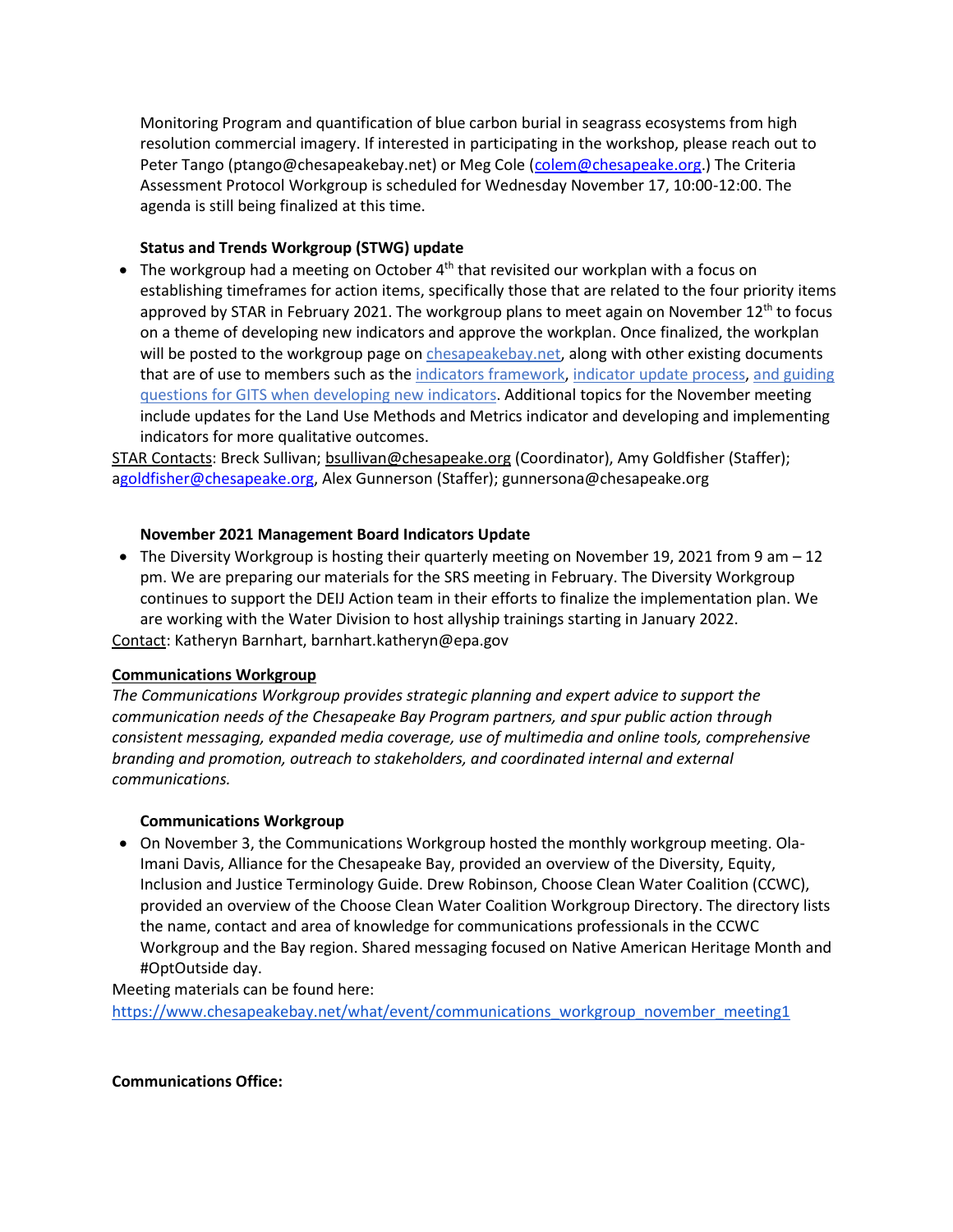Monitoring Program and quantification of blue carbon burial in seagrass ecosystems from high resolution commercial imagery. If interested in participating in the workshop, please reach out to Peter Tango (ptango@chesapeakebay.net) or Meg Cole (colem@chesapeake.org.) The Criteria Assessment Protocol Workgroup is scheduled for Wednesday November 17, 10:00-12:00. The agenda is still being finalized at this time.

**Status and Trends Workgroup (STWG) update**

- The workgroup had a meeting on October 4th that revisited our workplan with a focus on establishing timeframes for action items, specifically those that are related to the four priority items approved by STAR in February 2021. The workgroup plans to meet again on November 12th to focus on a theme of developing new indicators and approve the workplan. Once finalized, the workplan will be posted to the workgroup page on chesapeakebay.net, along with other existing documents that are of use to members such as the indicators framework, indicator update process, and guiding questions for GITS when developing new indicators. Additional topics for the November meeting include updates for the Land Use Methods and Metrics indicator and developing and implementing indicators for more qualitative outcomes.

STAR Contacts: Breck Sullivan; bsullivan@chesapeake.org (Coordinator), Amy Goldfisher (Staffer); agoldfisher@chesapeake.org, Alex Gunnerson (Staffer); gunnersona@chesapeake.org

**November 2021 Management Board Indicators Update**

- The Diversity Workgroup is hosting their quarterly meeting on November 19, 2021 from 9 am – 12 pm. We are preparing our materials for the SRS meeting in February. The Diversity Workgroup continues to support the DEIJ Action team in their efforts to finalize the implementation plan. We are working with the Water Division to host allyship trainings starting in January 2022.

Contact: Katheryn Barnhart, barnhart.katheryn@epa.gov

**Communications Workgroup**

*The Communications Workgroup provides strategic planning and expert advice to support the communication needs of the Chesapeake Bay Program partners, and spur public action through consistent messaging, expanded media coverage, use of multimedia and online tools, comprehensive branding and promotion, outreach to stakeholders, and coordinated internal and external communications.*

**Communications Workgroup**

- On November 3, the Communications Workgroup hosted the monthly workgroup meeting. Ola-Imani Davis, Alliance for the Chesapeake Bay, provided an overview of the Diversity, Equity, Inclusion and Justice Terminology Guide. Drew Robinson, Choose Clean Water Coalition (CCWC), provided an overview of the Choose Clean Water Coalition Workgroup Directory. The directory lists the name, contact and area of knowledge for communications professionals in the CCWC Workgroup and the Bay region. Shared messaging focused on Native American Heritage Month and #OptOutside day.

Meeting materials can be found here:
https://www.chesapeakebay.net/what/event/communications_workgroup_november_meeting1

**Communications Office:**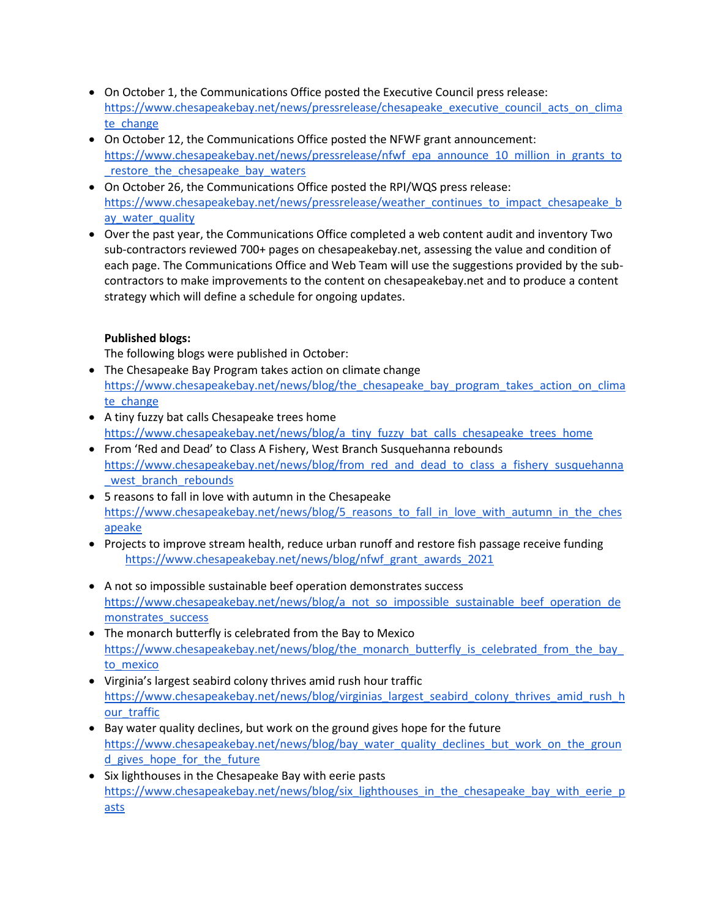- On October 1, the Communications Office posted the Executive Council press release: https://www.chesapeakebay.net/news/pressrelease/chesapeake_executive_council_acts_on_climate_change
- On October 12, the Communications Office posted the NFWF grant announcement: https://www.chesapeakebay.net/news/pressrelease/nfwf_epa_announce_10_million_in_grants_to_restore_the_chesapeake_bay_waters
- On October 26, the Communications Office posted the RPI/WQS press release: https://www.chesapeakebay.net/news/pressrelease/weather_continues_to_impact_chesapeake_bay_water_quality
- Over the past year, the Communications Office completed a web content audit and inventory Two sub-contractors reviewed 700+ pages on chesapeakebay.net, assessing the value and condition of each page. The Communications Office and Web Team will use the suggestions provided by the sub-contractors to make improvements to the content on chesapeakebay.net and to produce a content strategy which will define a schedule for ongoing updates.

**Published blogs:**

The following blogs were published in October:

- The Chesapeake Bay Program takes action on climate change https://www.chesapeakebay.net/news/blog/the_chesapeake_bay_program_takes_action_on_climate_change
- A tiny fuzzy bat calls Chesapeake trees home https://www.chesapeakebay.net/news/blog/a_tiny_fuzzy_bat_calls_chesapeake_trees_home
- From 'Red and Dead' to Class A Fishery, West Branch Susquehanna rebounds https://www.chesapeakebay.net/news/blog/from_red_and_dead_to_class_a_fishery_susquehanna_west_branch_rebounds
- 5 reasons to fall in love with autumn in the Chesapeake https://www.chesapeakebay.net/news/blog/5_reasons_to_fall_in_love_with_autumn_in_the_chesapeake
- Projects to improve stream health, reduce urban runoff and restore fish passage receive funding https://www.chesapeakebay.net/news/blog/nfwf_grant_awards_2021
- A not so impossible sustainable beef operation demonstrates success https://www.chesapeakebay.net/news/blog/a_not_so_impossible_sustainable_beef_operation_demonstrates_success
- The monarch butterfly is celebrated from the Bay to Mexico https://www.chesapeakebay.net/news/blog/the_monarch_butterfly_is_celebrated_from_the_bay_to_mexico
- Virginia's largest seabird colony thrives amid rush hour traffic https://www.chesapeakebay.net/news/blog/virginias_largest_seabird_colony_thrives_amid_rush_hour_traffic
- Bay water quality declines, but work on the ground gives hope for the future https://www.chesapeakebay.net/news/blog/bay_water_quality_declines_but_work_on_the_ground_gives_hope_for_the_future
- Six lighthouses in the Chesapeake Bay with eerie pasts https://www.chesapeakebay.net/news/blog/six_lighthouses_in_the_chesapeake_bay_with_eerie_pasts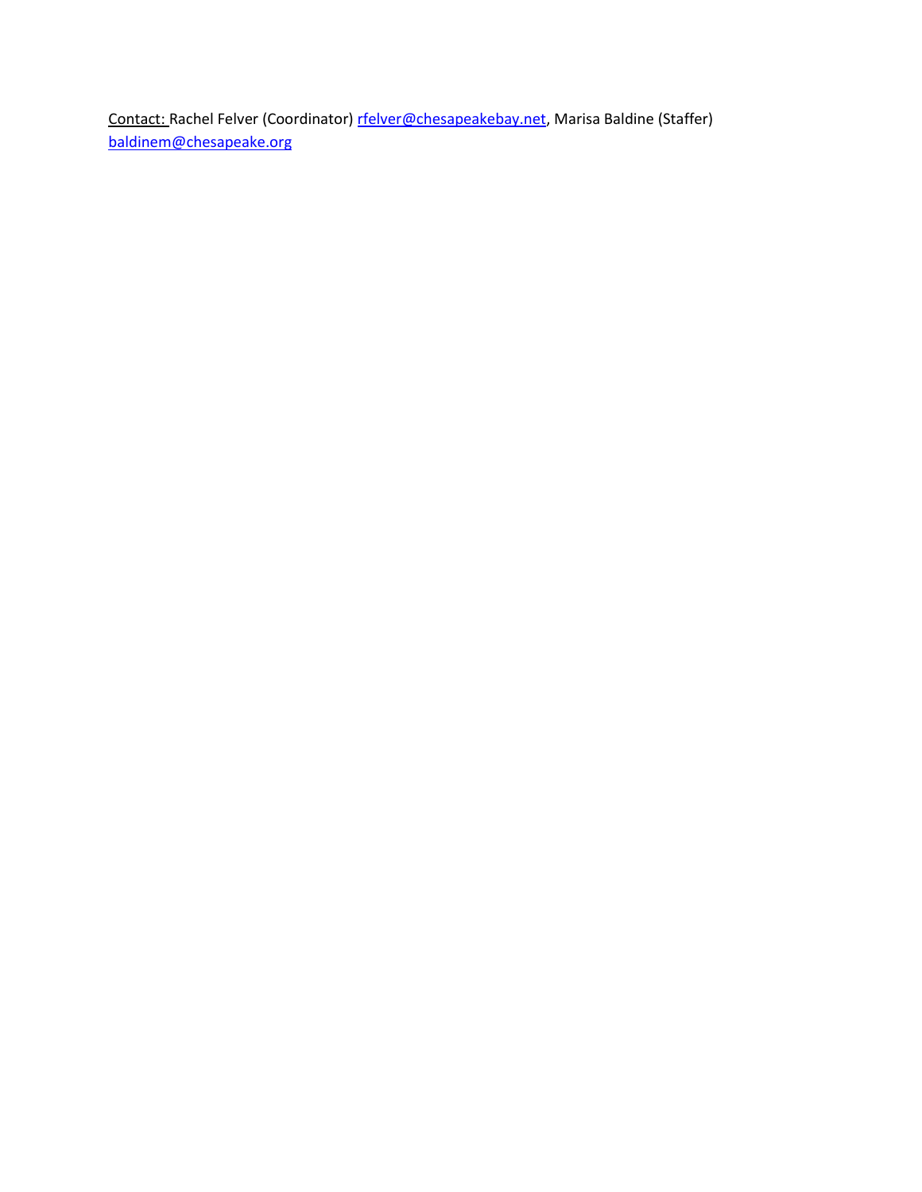Contact: Rachel Felver (Coordinator) rfelver@chesapeakebay.net, Marisa Baldine (Staffer) baldinem@chesapeake.org